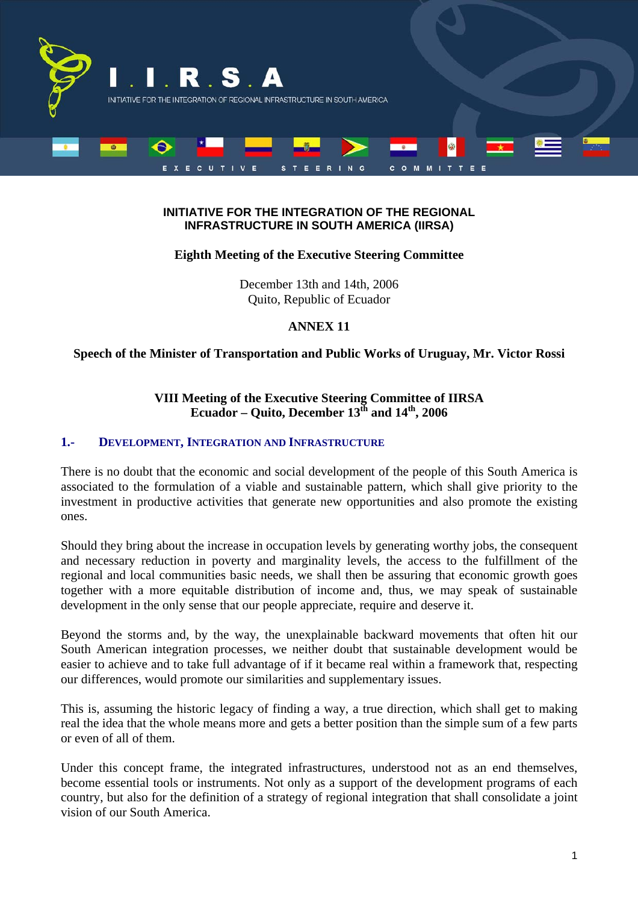I . I . R . S . A

INITIATIVE FOR THE INTEGRATION OF REGIONAL INFRASTRUCTURE IN SOUTH AMERICA

EXECUTIVE STEERING COMMITTEE

**INITIATIVE FOR THE INTEGRATION OF THE REGIONAL INFRASTRUCTURE IN SOUTH AMERICA (IIRSA)**

**Eighth Meeting of the Executive Steering Committee**

December 13th and 14th, 2006
Quito, Republic of Ecuador

**ANNEX 11**

**Speech of the Minister of Transportation and Public Works of Uruguay, Mr. Victor Rossi**

**VIII Meeting of the Executive Steering Committee of IIRSA**
**Ecuador – Quito, December 13th and 14th, 2006**

## 1.- DEVELOPMENT, INTEGRATION AND INFRASTRUCTURE

There is no doubt that the economic and social development of the people of this South America is associated to the formulation of a viable and sustainable pattern, which shall give priority to the investment in productive activities that generate new opportunities and also promote the existing ones.

Should they bring about the increase in occupation levels by generating worthy jobs, the consequent and necessary reduction in poverty and marginality levels, the access to the fulfillment of the regional and local communities basic needs, we shall then be assuring that economic growth goes together with a more equitable distribution of income and, thus, we may speak of sustainable development in the only sense that our people appreciate, require and deserve it.

Beyond the storms and, by the way, the unexplainable backward movements that often hit our South American integration processes, we neither doubt that sustainable development would be easier to achieve and to take full advantage of if it became real within a framework that, respecting our differences, would promote our similarities and supplementary issues.

This is, assuming the historic legacy of finding a way, a true direction, which shall get to making real the idea that the whole means more and gets a better position than the simple sum of a few parts or even of all of them.

Under this concept frame, the integrated infrastructures, understood not as an end themselves, become essential tools or instruments. Not only as a support of the development programs of each country, but also for the definition of a strategy of regional integration that shall consolidate a joint vision of our South America.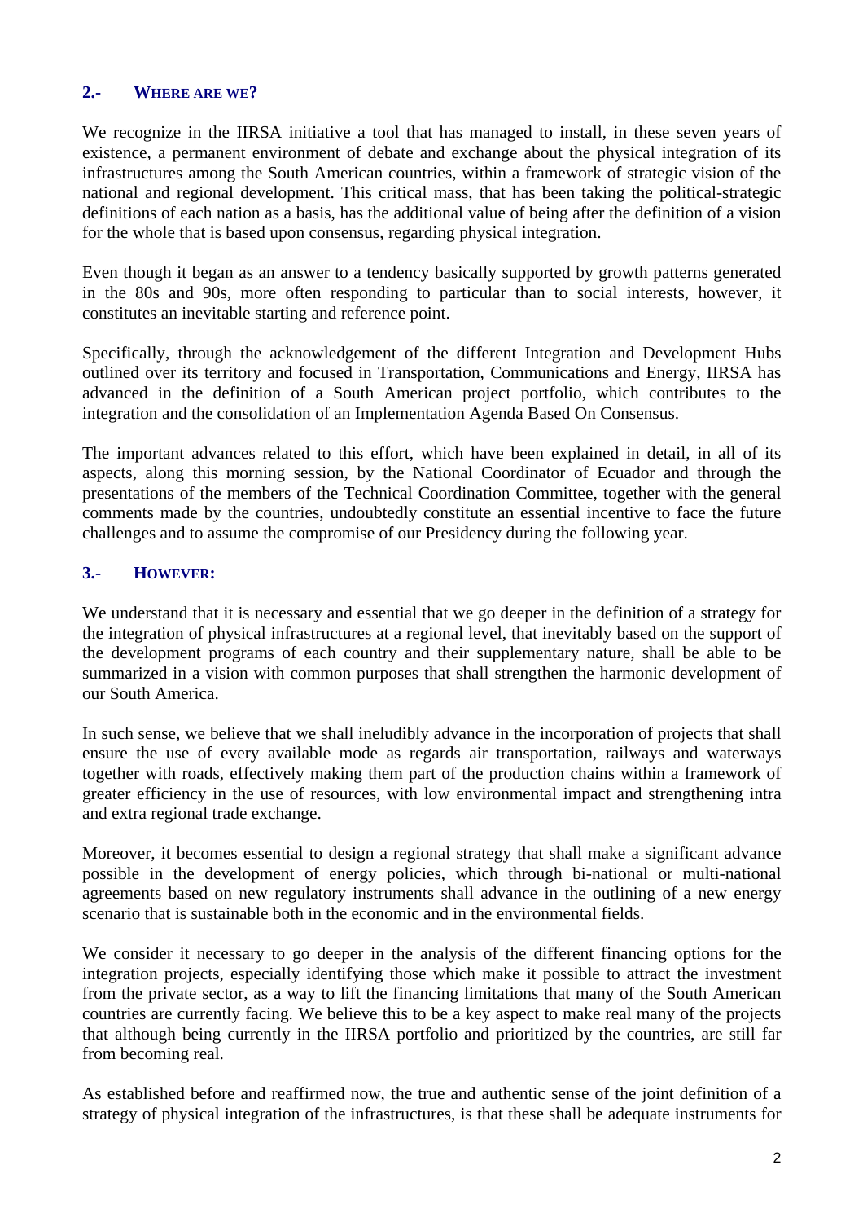## 2.- WHERE ARE WE?

We recognize in the IIRSA initiative a tool that has managed to install, in these seven years of existence, a permanent environment of debate and exchange about the physical integration of its infrastructures among the South American countries, within a framework of strategic vision of the national and regional development. This critical mass, that has been taking the political-strategic definitions of each nation as a basis, has the additional value of being after the definition of a vision for the whole that is based upon consensus, regarding physical integration.

Even though it began as an answer to a tendency basically supported by growth patterns generated in the 80s and 90s, more often responding to particular than to social interests, however, it constitutes an inevitable starting and reference point.

Specifically, through the acknowledgement of the different Integration and Development Hubs outlined over its territory and focused in Transportation, Communications and Energy, IIRSA has advanced in the definition of a South American project portfolio, which contributes to the integration and the consolidation of an Implementation Agenda Based On Consensus.

The important advances related to this effort, which have been explained in detail, in all of its aspects, along this morning session, by the National Coordinator of Ecuador and through the presentations of the members of the Technical Coordination Committee, together with the general comments made by the countries, undoubtedly constitute an essential incentive to face the future challenges and to assume the compromise of our Presidency during the following year.

## 3.- HOWEVER:

We understand that it is necessary and essential that we go deeper in the definition of a strategy for the integration of physical infrastructures at a regional level, that inevitably based on the support of the development programs of each country and their supplementary nature, shall be able to be summarized in a vision with common purposes that shall strengthen the harmonic development of our South America.

In such sense, we believe that we shall ineludibly advance in the incorporation of projects that shall ensure the use of every available mode as regards air transportation, railways and waterways together with roads, effectively making them part of the production chains within a framework of greater efficiency in the use of resources, with low environmental impact and strengthening intra and extra regional trade exchange.

Moreover, it becomes essential to design a regional strategy that shall make a significant advance possible in the development of energy policies, which through bi-national or multi-national agreements based on new regulatory instruments shall advance in the outlining of a new energy scenario that is sustainable both in the economic and in the environmental fields.

We consider it necessary to go deeper in the analysis of the different financing options for the integration projects, especially identifying those which make it possible to attract the investment from the private sector, as a way to lift the financing limitations that many of the South American countries are currently facing. We believe this to be a key aspect to make real many of the projects that although being currently in the IIRSA portfolio and prioritized by the countries, are still far from becoming real.

As established before and reaffirmed now, the true and authentic sense of the joint definition of a strategy of physical integration of the infrastructures, is that these shall be adequate instruments for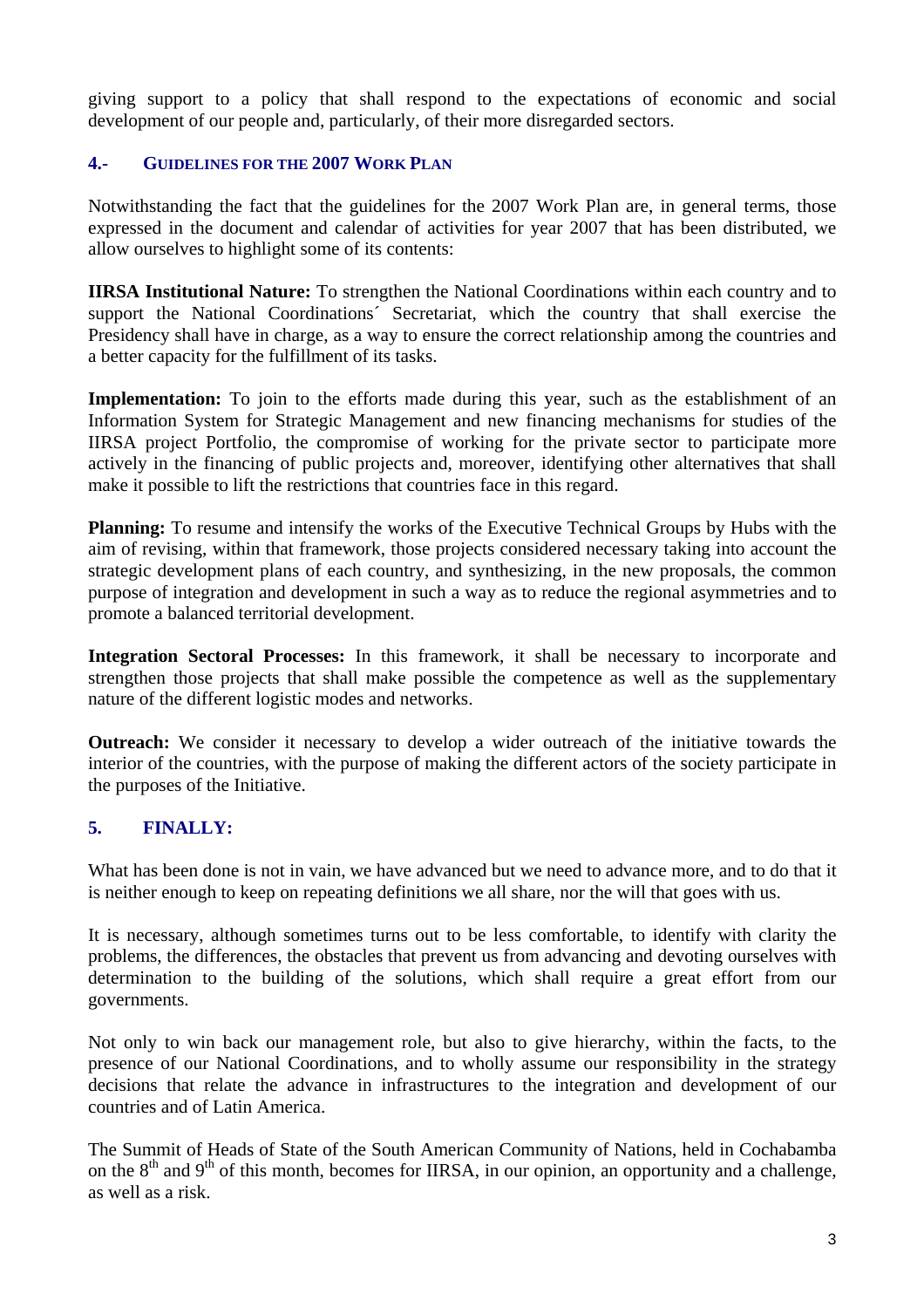giving support to a policy that shall respond to the expectations of economic and social development of our people and, particularly, of their more disregarded sectors.

## 4.- GUIDELINES FOR THE 2007 WORK PLAN

Notwithstanding the fact that the guidelines for the 2007 Work Plan are, in general terms, those expressed in the document and calendar of activities for year 2007 that has been distributed, we allow ourselves to highlight some of its contents:

**IIRSA Institutional Nature:** To strengthen the National Coordinations within each country and to support the National Coordinations´ Secretariat, which the country that shall exercise the Presidency shall have in charge, as a way to ensure the correct relationship among the countries and a better capacity for the fulfillment of its tasks.

**Implementation:** To join to the efforts made during this year, such as the establishment of an Information System for Strategic Management and new financing mechanisms for studies of the IIRSA project Portfolio, the compromise of working for the private sector to participate more actively in the financing of public projects and, moreover, identifying other alternatives that shall make it possible to lift the restrictions that countries face in this regard.

**Planning:** To resume and intensify the works of the Executive Technical Groups by Hubs with the aim of revising, within that framework, those projects considered necessary taking into account the strategic development plans of each country, and synthesizing, in the new proposals, the common purpose of integration and development in such a way as to reduce the regional asymmetries and to promote a balanced territorial development.

**Integration Sectoral Processes:** In this framework, it shall be necessary to incorporate and strengthen those projects that shall make possible the competence as well as the supplementary nature of the different logistic modes and networks.

**Outreach:** We consider it necessary to develop a wider outreach of the initiative towards the interior of the countries, with the purpose of making the different actors of the society participate in the purposes of the Initiative.

## 5. FINALLY:

What has been done is not in vain, we have advanced but we need to advance more, and to do that it is neither enough to keep on repeating definitions we all share, nor the will that goes with us.

It is necessary, although sometimes turns out to be less comfortable, to identify with clarity the problems, the differences, the obstacles that prevent us from advancing and devoting ourselves with determination to the building of the solutions, which shall require a great effort from our governments.

Not only to win back our management role, but also to give hierarchy, within the facts, to the presence of our National Coordinations, and to wholly assume our responsibility in the strategy decisions that relate the advance in infrastructures to the integration and development of our countries and of Latin America.

The Summit of Heads of State of the South American Community of Nations, held in Cochabamba on the 8th and 9th of this month, becomes for IIRSA, in our opinion, an opportunity and a challenge, as well as a risk.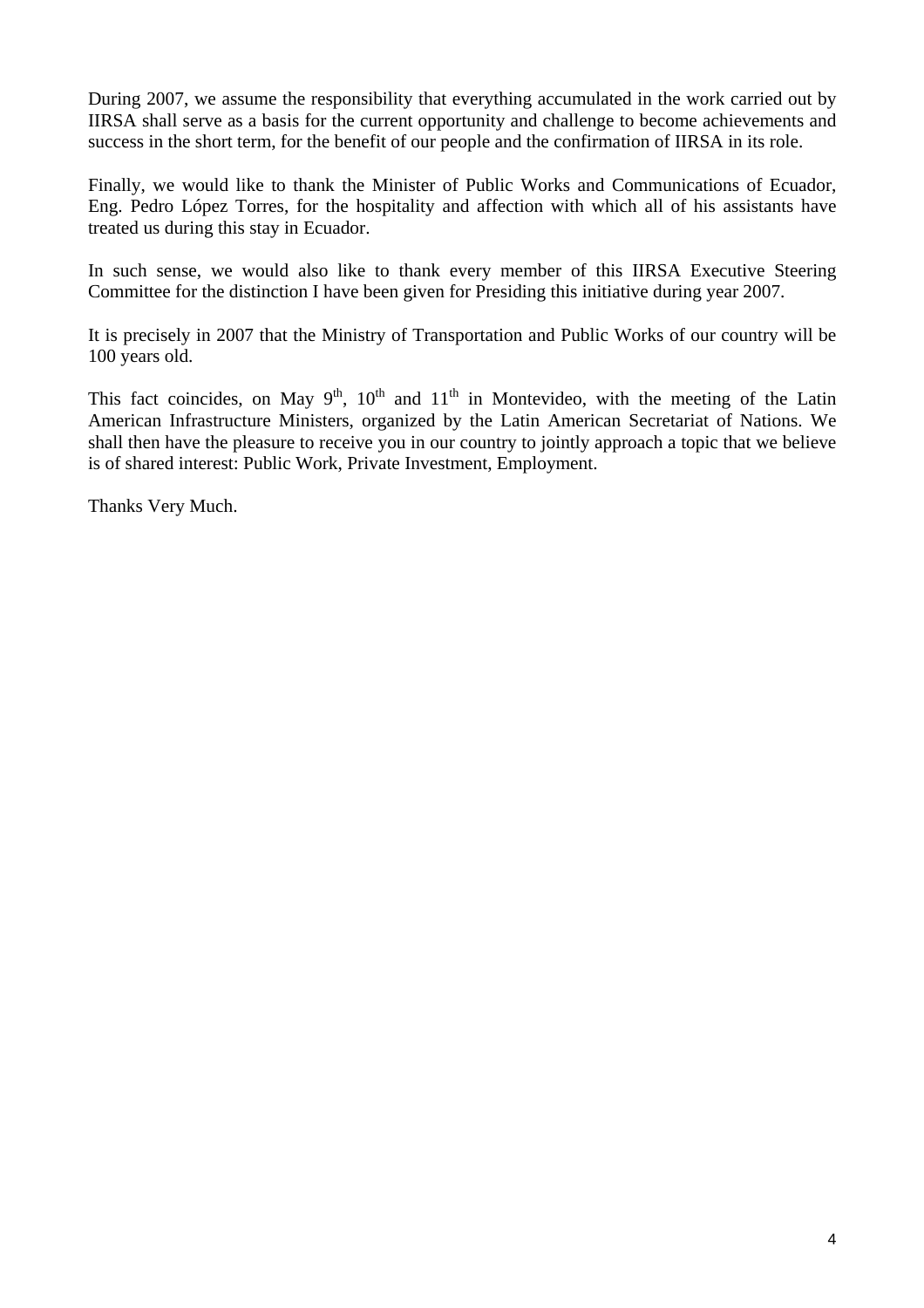During 2007, we assume the responsibility that everything accumulated in the work carried out by IIRSA shall serve as a basis for the current opportunity and challenge to become achievements and success in the short term, for the benefit of our people and the confirmation of IIRSA in its role.

Finally, we would like to thank the Minister of Public Works and Communications of Ecuador, Eng. Pedro López Torres, for the hospitality and affection with which all of his assistants have treated us during this stay in Ecuador.

In such sense, we would also like to thank every member of this IIRSA Executive Steering Committee for the distinction I have been given for Presiding this initiative during year 2007.

It is precisely in 2007 that the Ministry of Transportation and Public Works of our country will be 100 years old.

This fact coincides, on May 9th, 10th and 11th in Montevideo, with the meeting of the Latin American Infrastructure Ministers, organized by the Latin American Secretariat of Nations. We shall then have the pleasure to receive you in our country to jointly approach a topic that we believe is of shared interest: Public Work, Private Investment, Employment.

Thanks Very Much.